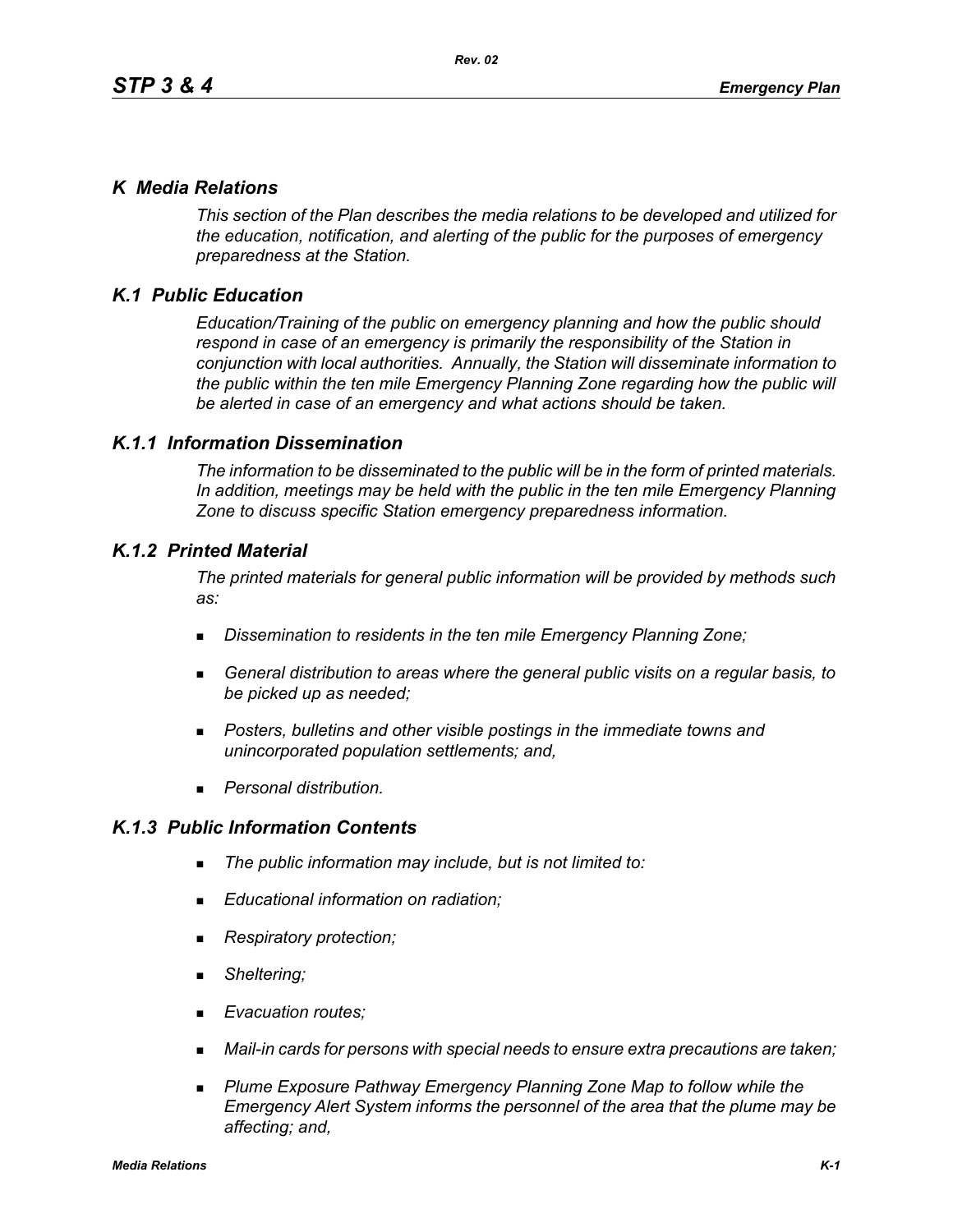# *K Media Relations*

*This section of the Plan describes the media relations to be developed and utilized for the education, notification, and alerting of the public for the purposes of emergency preparedness at the Station.*

## *K.1 Public Education*

*Education/Training of the public on emergency planning and how the public should respond in case of an emergency is primarily the responsibility of the Station in conjunction with local authorities. Annually, the Station will disseminate information to the public within the ten mile Emergency Planning Zone regarding how the public will be alerted in case of an emergency and what actions should be taken.*

### *K.1.1 Information Dissemination*

*The information to be disseminated to the public will be in the form of printed materials. In addition, meetings may be held with the public in the ten mile Emergency Planning Zone to discuss specific Station emergency preparedness information.*

### *K.1.2 Printed Material*

*The printed materials for general public information will be provided by methods such as:*

- *Dissemination to residents in the ten mile Emergency Planning Zone;*
- *General distribution to areas where the general public visits on a regular basis, to be picked up as needed;*
- *Posters, bulletins and other visible postings in the immediate towns and unincorporated population settlements; and,*
- *Personal distribution.*

### *K.1.3 Public Information Contents*

- *The public information may include, but is not limited to:*
- *Educational information on radiation;*
- *Respiratory protection;*
- *Sheltering;*
- *Evacuation routes;*
- *Mail-in cards for persons with special needs to ensure extra precautions are taken;*
- *Plume Exposure Pathway Emergency Planning Zone Map to follow while the Emergency Alert System informs the personnel of the area that the plume may be affecting; and,*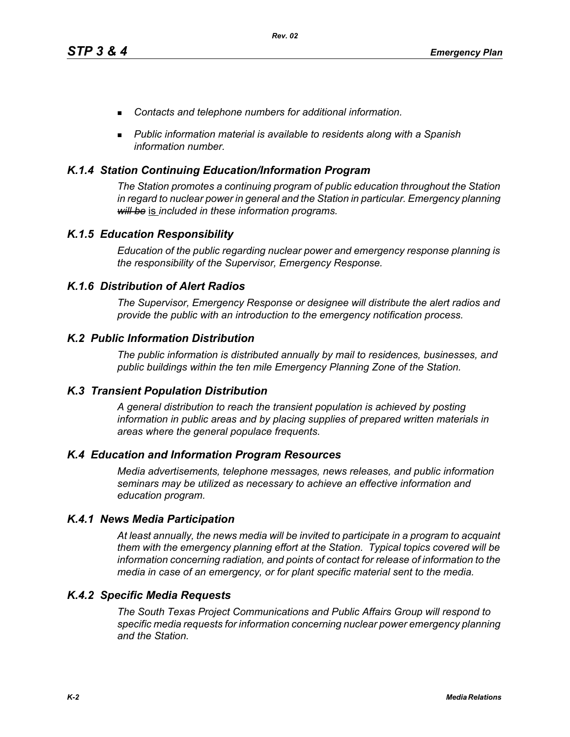- *Contacts and telephone numbers for additional information.*
- *Public information material is available to residents along with a Spanish information number.*

### *K.1.4 Station Continuing Education/Information Program*

*The Station promotes a continuing program of public education throughout the Station in regard to nuclear power in general and the Station in particular. Emergency planning ~~will be~~* is *included in these information programs.*

### *K.1.5 Education Responsibility*

*Education of the public regarding nuclear power and emergency response planning is the responsibility of the Supervisor, Emergency Response.*

### *K.1.6 Distribution of Alert Radios*

*The Supervisor, Emergency Response or designee will distribute the alert radios and provide the public with an introduction to the emergency notification process.*

## *K.2 Public Information Distribution*

*The public information is distributed annually by mail to residences, businesses, and public buildings within the ten mile Emergency Planning Zone of the Station.*

## *K.3 Transient Population Distribution*

*A general distribution to reach the transient population is achieved by posting information in public areas and by placing supplies of prepared written materials in areas where the general populace frequents.*

## *K.4 Education and Information Program Resources*

*Media advertisements, telephone messages, news releases, and public information seminars may be utilized as necessary to achieve an effective information and education program.*

### *K.4.1 News Media Participation*

*At least annually, the news media will be invited to participate in a program to acquaint them with the emergency planning effort at the Station. Typical topics covered will be information concerning radiation, and points of contact for release of information to the media in case of an emergency, or for plant specific material sent to the media.*

### *K.4.2 Specific Media Requests*

*The South Texas Project Communications and Public Affairs Group will respond to specific media requests for information concerning nuclear power emergency planning and the Station.*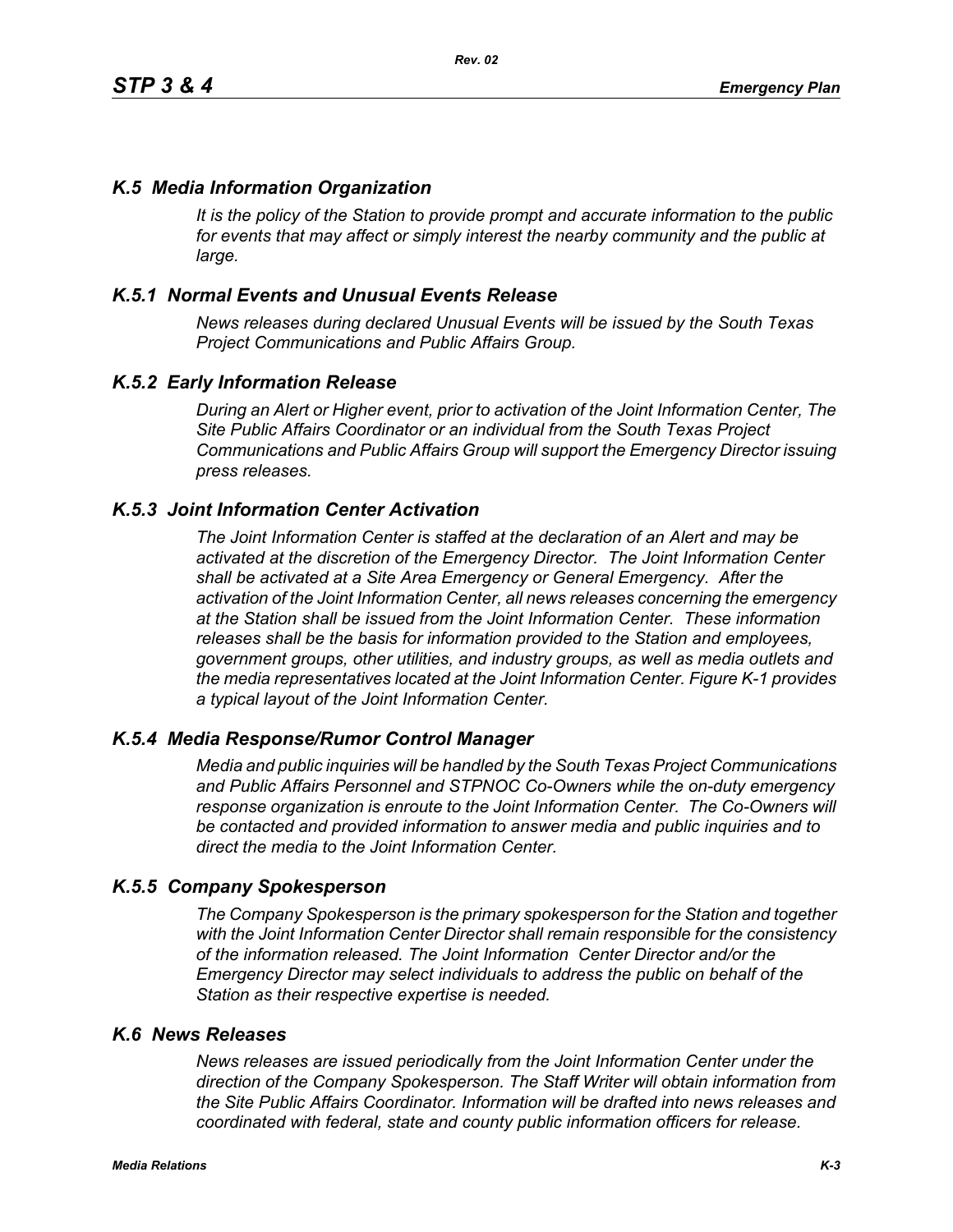## *K.5 Media Information Organization*

*It is the policy of the Station to provide prompt and accurate information to the public for events that may affect or simply interest the nearby community and the public at large.*

### *K.5.1 Normal Events and Unusual Events Release*

*News releases during declared Unusual Events will be issued by the South Texas Project Communications and Public Affairs Group.*

### *K.5.2 Early Information Release*

*During an Alert or Higher event, prior to activation of the Joint Information Center, The Site Public Affairs Coordinator or an individual from the South Texas Project Communications and Public Affairs Group will support the Emergency Director issuing press releases.*

### *K.5.3 Joint Information Center Activation*

*The Joint Information Center is staffed at the declaration of an Alert and may be activated at the discretion of the Emergency Director. The Joint Information Center shall be activated at a Site Area Emergency or General Emergency. After the activation of the Joint Information Center, all news releases concerning the emergency at the Station shall be issued from the Joint Information Center. These information releases shall be the basis for information provided to the Station and employees, government groups, other utilities, and industry groups, as well as media outlets and the media representatives located at the Joint Information Center. Figure K-1 provides a typical layout of the Joint Information Center.*

### *K.5.4 Media Response/Rumor Control Manager*

*Media and public inquiries will be handled by the South Texas Project Communications and Public Affairs Personnel and STPNOC Co-Owners while the on-duty emergency response organization is enroute to the Joint Information Center. The Co-Owners will be contacted and provided information to answer media and public inquiries and to direct the media to the Joint Information Center.*

### *K.5.5 Company Spokesperson*

*The Company Spokesperson is the primary spokesperson for the Station and together with the Joint Information Center Director shall remain responsible for the consistency of the information released. The Joint Information Center Director and/or the Emergency Director may select individuals to address the public on behalf of the Station as their respective expertise is needed.*

## *K.6 News Releases*

*News releases are issued periodically from the Joint Information Center under the direction of the Company Spokesperson. The Staff Writer will obtain information from the Site Public Affairs Coordinator. Information will be drafted into news releases and coordinated with federal, state and county public information officers for release.*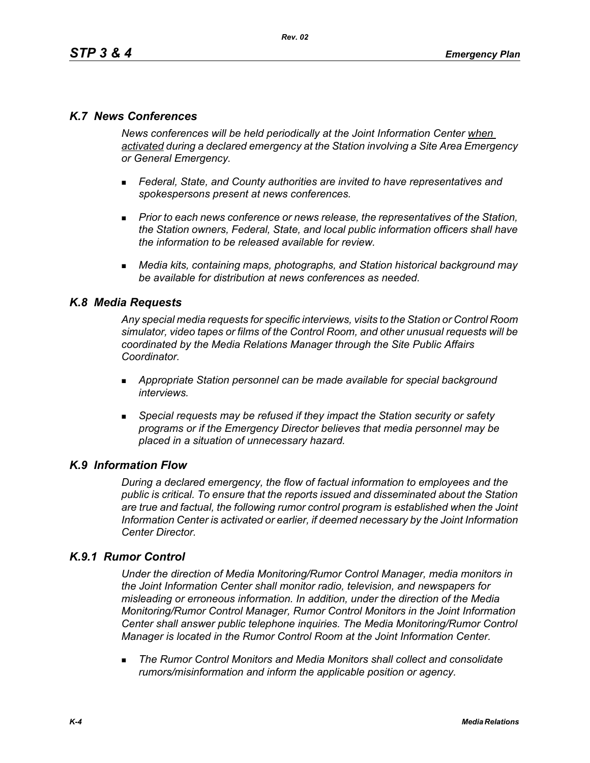## *K.7 News Conferences*

*News conferences will be held periodically at the Joint Information Center <u>when activated</u> during a declared emergency at the Station involving a Site Area Emergency or General Emergency.*

- *Federal, State, and County authorities are invited to have representatives and spokespersons present at news conferences.*
- *Prior to each news conference or news release, the representatives of the Station, the Station owners, Federal, State, and local public information officers shall have the information to be released available for review.*
- *Media kits, containing maps, photographs, and Station historical background may be available for distribution at news conferences as needed.*

## *K.8 Media Requests*

*Any special media requests for specific interviews, visits to the Station or Control Room simulator, video tapes or films of the Control Room, and other unusual requests will be coordinated by the Media Relations Manager through the Site Public Affairs Coordinator.*

- *Appropriate Station personnel can be made available for special background interviews.*
- *Special requests may be refused if they impact the Station security or safety programs or if the Emergency Director believes that media personnel may be placed in a situation of unnecessary hazard.*

## *K.9 Information Flow*

*During a declared emergency, the flow of factual information to employees and the public is critical. To ensure that the reports issued and disseminated about the Station are true and factual, the following rumor control program is established when the Joint Information Center is activated or earlier, if deemed necessary by the Joint Information Center Director.*

### *K.9.1 Rumor Control*

*Under the direction of Media Monitoring/Rumor Control Manager, media monitors in the Joint Information Center shall monitor radio, television, and newspapers for misleading or erroneous information. In addition, under the direction of the Media Monitoring/Rumor Control Manager, Rumor Control Monitors in the Joint Information Center shall answer public telephone inquiries. The Media Monitoring/Rumor Control Manager is located in the Rumor Control Room at the Joint Information Center.*

- *The Rumor Control Monitors and Media Monitors shall collect and consolidate rumors/misinformation and inform the applicable position or agency.*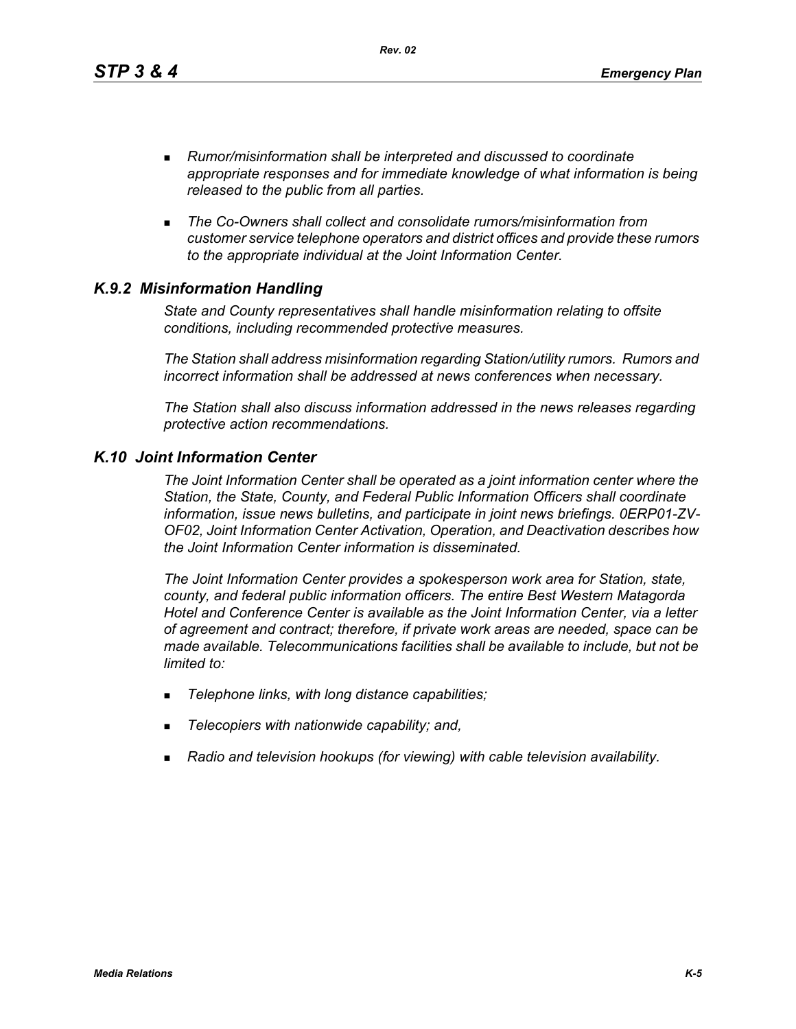- *Rumor/misinformation shall be interpreted and discussed to coordinate appropriate responses and for immediate knowledge of what information is being released to the public from all parties.*

- *The Co-Owners shall collect and consolidate rumors/misinformation from customer service telephone operators and district offices and provide these rumors to the appropriate individual at the Joint Information Center.*

### *K.9.2 Misinformation Handling*

*State and County representatives shall handle misinformation relating to offsite conditions, including recommended protective measures.*

*The Station shall address misinformation regarding Station/utility rumors. Rumors and incorrect information shall be addressed at news conferences when necessary.*

*The Station shall also discuss information addressed in the news releases regarding protective action recommendations.*

## *K.10 Joint Information Center*

*The Joint Information Center shall be operated as a joint information center where the Station, the State, County, and Federal Public Information Officers shall coordinate information, issue news bulletins, and participate in joint news briefings. 0ERP01-ZV-OF02, Joint Information Center Activation, Operation, and Deactivation describes how the Joint Information Center information is disseminated.*

*The Joint Information Center provides a spokesperson work area for Station, state, county, and federal public information officers. The entire Best Western Matagorda Hotel and Conference Center is available as the Joint Information Center, via a letter of agreement and contract; therefore, if private work areas are needed, space can be made available. Telecommunications facilities shall be available to include, but not be limited to:*

- *Telephone links, with long distance capabilities;*

- *Telecopiers with nationwide capability; and,*

- *Radio and television hookups (for viewing) with cable television availability.*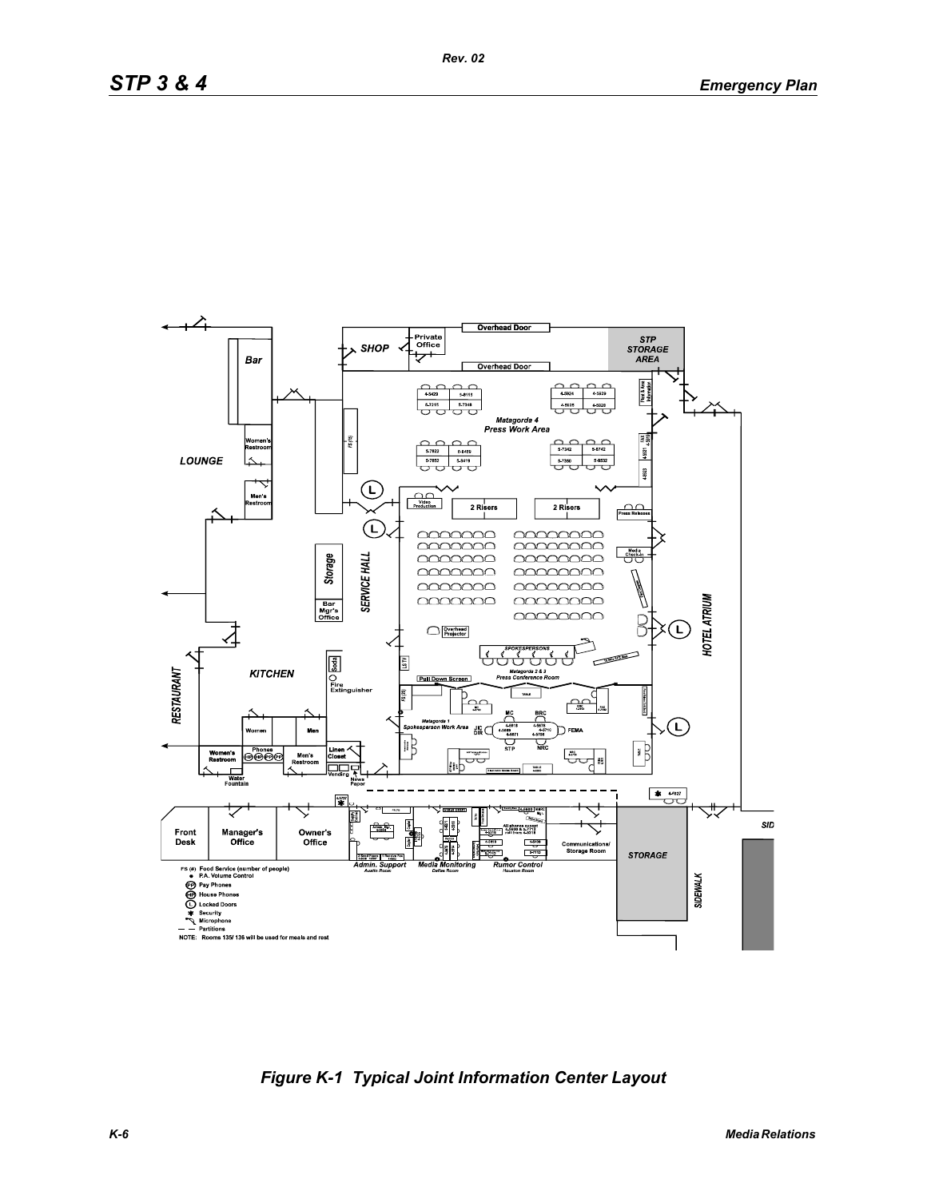Overhead Door

Private Office

SHOP

STP STORAGE AREA

Bar

LOUNGE

Women's Restroom

Men's Restroom

Overhead Door

Matagorda 4
Press Work Area

Video Production

2 Risers

2 Risers

Press Release

Media Check-in

Storage

Bar Mgr's Office

SERVICE HALL

HOTEL ATRIUM

Overhead Projector

SPOKESPERSONS

Matagorde 2 & 3
Press Conference Room

Pull Down Screen

KITCHEN

Fire Extinguisher

RESTAURANT

Matagorde 1
Spokesperson Work Area

MC

BRC

JIC DIR

FEMA

STP

NRC

Women

Men

Women's Restroom

Phones

Men's Restroom

Linen Closet

Vending

News Paper

Water Fountain

Front Desk

Manager's Office

Owner's Office

Admin. Support
Austin Room

Media Monitoring
Dallas Room

Rumor Control
Houston Room

All phones except 4-5609 & 5-7712 roll from 4-5616

Communications/ Storage Room

STORAGE

SIDEWALK

FS (#) Food Service (number of people)
● P.A. Volume Control
PP Pay Phones
HP House Phones
L Locked Doors
✱ Security
Microphone
— Partitions

NOTE: Rooms 135/ 136 will be used for meals and rest

Figure K-1 Typical Joint Information Center Layout